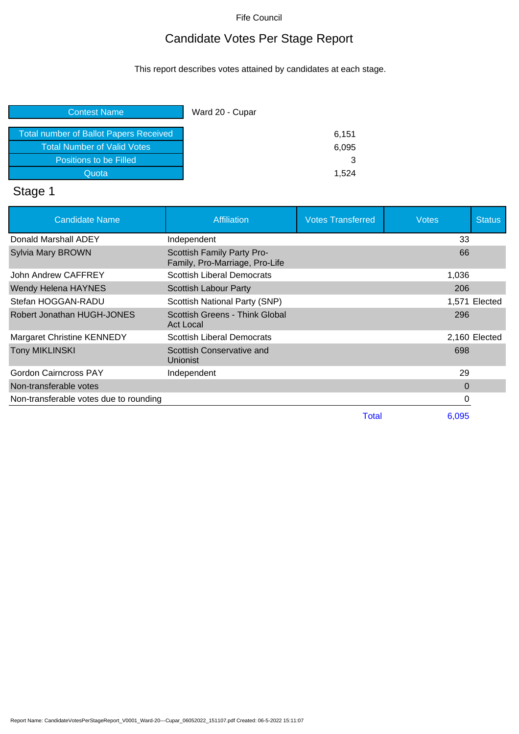Fife Council

# Candidate Votes Per Stage Report

This report describes votes attained by candidates at each stage.

| Contest Name | Ward 20 - Cupar |
|---|---|
| Total number of Ballot Papers Received | 6,151 |
| Total Number of Valid Votes | 6,095 |
| Positions to be Filled | 3 |
| Quota | 1,524 |

## Stage 1

| Candidate Name | Affiliation | Votes Transferred | Votes | Status |
|---|---|---|---|---|
| Donald Marshall ADEY | Independent | | 33 | |
| Sylvia Mary BROWN | Scottish Family Party Pro-Family, Pro-Marriage, Pro-Life | | 66 | |
| John Andrew CAFFREY | Scottish Liberal Democrats | | 1,036 | |
| Wendy Helena HAYNES | Scottish Labour Party | | 206 | |
| Stefan HOGGAN-RADU | Scottish National Party (SNP) | | 1,571 | Elected |
| Robert Jonathan HUGH-JONES | Scottish Greens - Think Global Act Local | | 296 | |
| Margaret Christine KENNEDY | Scottish Liberal Democrats | | 2,160 | Elected |
| Tony MIKLINSKI | Scottish Conservative and Unionist | | 698 | |
| Gordon Cairncross PAY | Independent | | 29 | |
| Non-transferable votes | | | 0 | |
| Non-transferable votes due to rounding | | | 0 | |
| | | Total | 6,095 | |

Report Name: CandidateVotesPerStageReport_V0001_Ward-20---Cupar_06052022_151107.pdf Created: 06-5-2022 15:11:07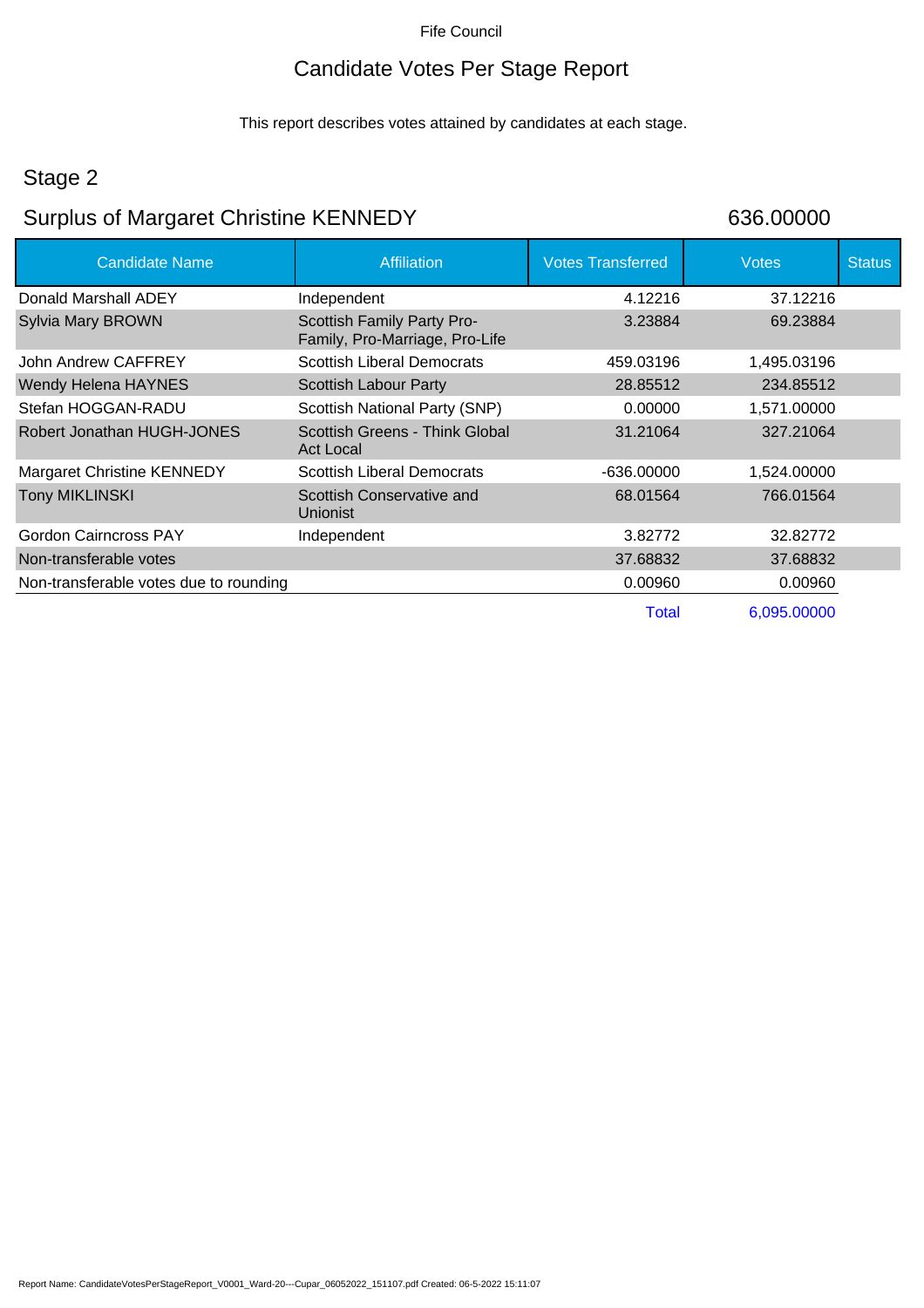Fife Council

# Candidate Votes Per Stage Report

This report describes votes attained by candidates at each stage.

## Stage 2

## Surplus of Margaret Christine KENNEDY 636.00000

| Candidate Name | Affiliation | Votes Transferred | Votes | Status |
|---|---|---|---|---|
| Donald Marshall ADEY | Independent | 4.12216 | 37.12216 | |
| Sylvia Mary BROWN | Scottish Family Party Pro-Family, Pro-Marriage, Pro-Life | 3.23884 | 69.23884 | |
| John Andrew CAFFREY | Scottish Liberal Democrats | 459.03196 | 1,495.03196 | |
| Wendy Helena HAYNES | Scottish Labour Party | 28.85512 | 234.85512 | |
| Stefan HOGGAN-RADU | Scottish National Party (SNP) | 0.00000 | 1,571.00000 | |
| Robert Jonathan HUGH-JONES | Scottish Greens - Think Global Act Local | 31.21064 | 327.21064 | |
| Margaret Christine KENNEDY | Scottish Liberal Democrats | -636.00000 | 1,524.00000 | |
| Tony MIKLINSKI | Scottish Conservative and Unionist | 68.01564 | 766.01564 | |
| Gordon Cairncross PAY | Independent | 3.82772 | 32.82772 | |
| Non-transferable votes | | 37.68832 | 37.68832 | |
| Non-transferable votes due to rounding | | 0.00960 | 0.00960 | |
| | | Total | 6,095.00000 | |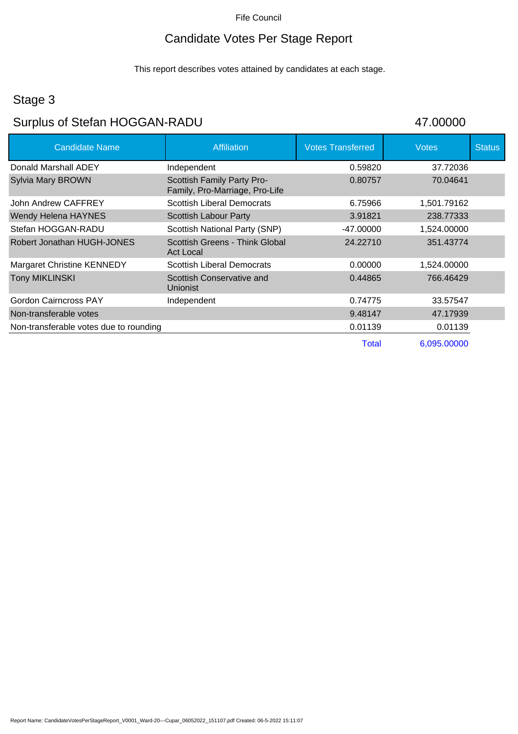Fife Council

# Candidate Votes Per Stage Report

This report describes votes attained by candidates at each stage.

## Stage 3

## Surplus of Stefan HOGGAN-RADU 47.00000

| Candidate Name | Affiliation | Votes Transferred | Votes | Status |
|---|---|---|---|---|
| Donald Marshall ADEY | Independent | 0.59820 | 37.72036 | |
| Sylvia Mary BROWN | Scottish Family Party Pro-Family, Pro-Marriage, Pro-Life | 0.80757 | 70.04641 | |
| John Andrew CAFFREY | Scottish Liberal Democrats | 6.75966 | 1,501.79162 | |
| Wendy Helena HAYNES | Scottish Labour Party | 3.91821 | 238.77333 | |
| Stefan HOGGAN-RADU | Scottish National Party (SNP) | -47.00000 | 1,524.00000 | |
| Robert Jonathan HUGH-JONES | Scottish Greens - Think Global Act Local | 24.22710 | 351.43774 | |
| Margaret Christine KENNEDY | Scottish Liberal Democrats | 0.00000 | 1,524.00000 | |
| Tony MIKLINSKI | Scottish Conservative and Unionist | 0.44865 | 766.46429 | |
| Gordon Cairncross PAY | Independent | 0.74775 | 33.57547 | |
| Non-transferable votes | | 9.48147 | 47.17939 | |
| Non-transferable votes due to rounding | | 0.01139 | 0.01139 | |
| | | Total | 6,095.00000 | |

Report Name: CandidateVotesPerStageReport_V0001_Ward-20---Cupar_06052022_151107.pdf Created: 06-5-2022 15:11:07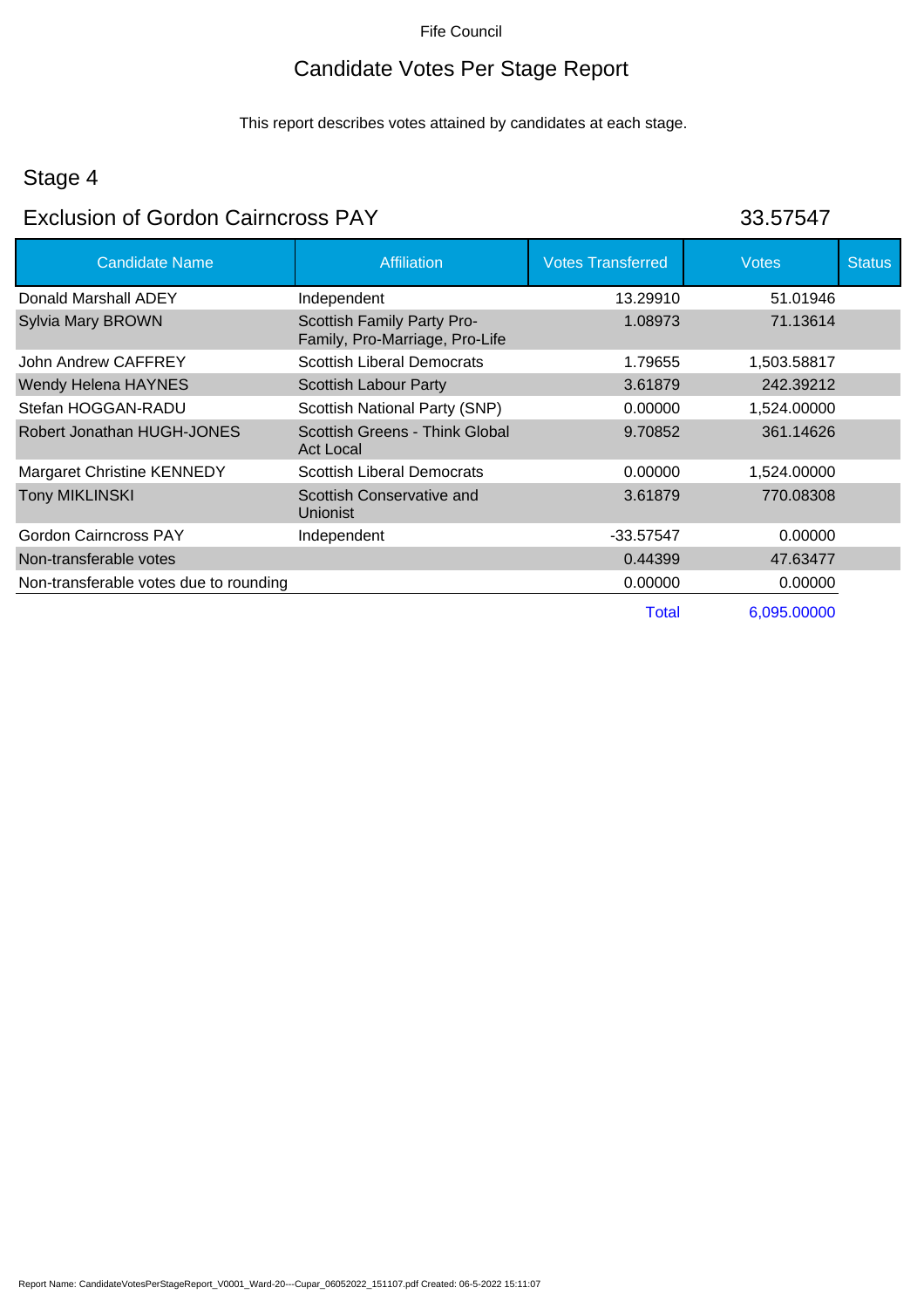Fife Council

# Candidate Votes Per Stage Report

This report describes votes attained by candidates at each stage.

## Stage 4

## Exclusion of Gordon Cairncross PAY 33.57547

| Candidate Name | Affiliation | Votes Transferred | Votes | Status |
|---|---|---|---|---|
| Donald Marshall ADEY | Independent | 13.29910 | 51.01946 | |
| Sylvia Mary BROWN | Scottish Family Party Pro-Family, Pro-Marriage, Pro-Life | 1.08973 | 71.13614 | |
| John Andrew CAFFREY | Scottish Liberal Democrats | 1.79655 | 1,503.58817 | |
| Wendy Helena HAYNES | Scottish Labour Party | 3.61879 | 242.39212 | |
| Stefan HOGGAN-RADU | Scottish National Party (SNP) | 0.00000 | 1,524.00000 | |
| Robert Jonathan HUGH-JONES | Scottish Greens - Think Global Act Local | 9.70852 | 361.14626 | |
| Margaret Christine KENNEDY | Scottish Liberal Democrats | 0.00000 | 1,524.00000 | |
| Tony MIKLINSKI | Scottish Conservative and Unionist | 3.61879 | 770.08308 | |
| Gordon Cairncross PAY | Independent | -33.57547 | 0.00000 | |
| Non-transferable votes | | 0.44399 | 47.63477 | |
| Non-transferable votes due to rounding | | 0.00000 | 0.00000 | |
| | | Total | 6,095.00000 | |

Report Name: CandidateVotesPerStageReport_V0001_Ward-20---Cupar_06052022_151107.pdf Created: 06-5-2022 15:11:07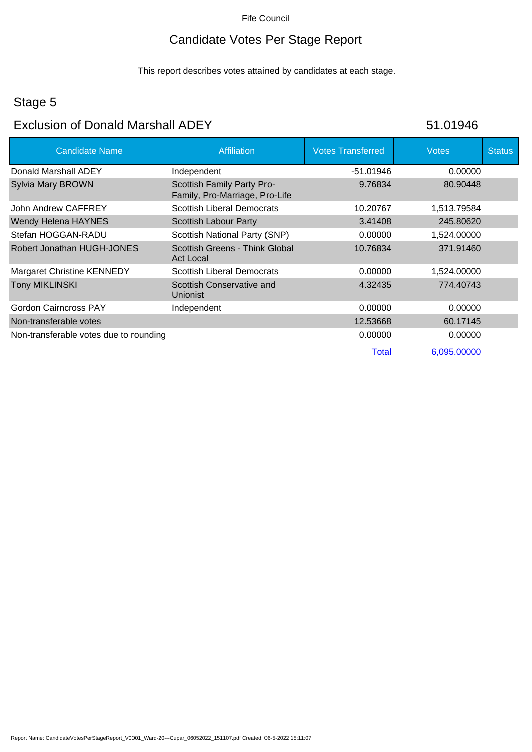Fife Council

# Candidate Votes Per Stage Report

This report describes votes attained by candidates at each stage.

## Stage 5

## Exclusion of Donald Marshall ADEY

51.01946

| Candidate Name | Affiliation | Votes Transferred | Votes | Status |
|---|---|---|---|---|
| Donald Marshall ADEY | Independent | -51.01946 | 0.00000 | |
| Sylvia Mary BROWN | Scottish Family Party Pro-Family, Pro-Marriage, Pro-Life | 9.76834 | 80.90448 | |
| John Andrew CAFFREY | Scottish Liberal Democrats | 10.20767 | 1,513.79584 | |
| Wendy Helena HAYNES | Scottish Labour Party | 3.41408 | 245.80620 | |
| Stefan HOGGAN-RADU | Scottish National Party (SNP) | 0.00000 | 1,524.00000 | |
| Robert Jonathan HUGH-JONES | Scottish Greens - Think Global Act Local | 10.76834 | 371.91460 | |
| Margaret Christine KENNEDY | Scottish Liberal Democrats | 0.00000 | 1,524.00000 | |
| Tony MIKLINSKI | Scottish Conservative and Unionist | 4.32435 | 774.40743 | |
| Gordon Cairncross PAY | Independent | 0.00000 | 0.00000 | |
| Non-transferable votes | | 12.53668 | 60.17145 | |
| Non-transferable votes due to rounding | | 0.00000 | 0.00000 | |
| | | Total | 6,095.00000 | |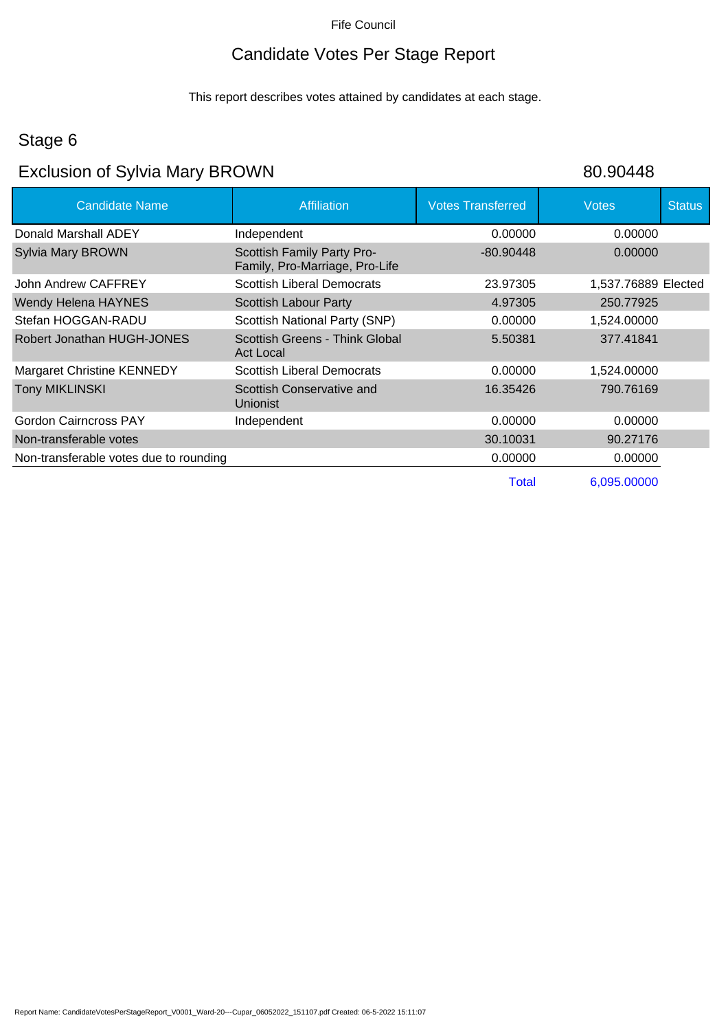Fife Council

# Candidate Votes Per Stage Report

This report describes votes attained by candidates at each stage.

## Stage 6

## Exclusion of Sylvia Mary BROWN 80.90448

| Candidate Name | Affiliation | Votes Transferred | Votes | Status |
|---|---|---|---|---|
| Donald Marshall ADEY | Independent | 0.00000 | 0.00000 | |
| Sylvia Mary BROWN | Scottish Family Party Pro-Family, Pro-Marriage, Pro-Life | -80.90448 | 0.00000 | |
| John Andrew CAFFREY | Scottish Liberal Democrats | 23.97305 | 1,537.76889 | Elected |
| Wendy Helena HAYNES | Scottish Labour Party | 4.97305 | 250.77925 | |
| Stefan HOGGAN-RADU | Scottish National Party (SNP) | 0.00000 | 1,524.00000 | |
| Robert Jonathan HUGH-JONES | Scottish Greens - Think Global Act Local | 5.50381 | 377.41841 | |
| Margaret Christine KENNEDY | Scottish Liberal Democrats | 0.00000 | 1,524.00000 | |
| Tony MIKLINSKI | Scottish Conservative and Unionist | 16.35426 | 790.76169 | |
| Gordon Cairncross PAY | Independent | 0.00000 | 0.00000 | |
| Non-transferable votes | | 30.10031 | 90.27176 | |
| Non-transferable votes due to rounding | | 0.00000 | 0.00000 | |
| | | Total | 6,095.00000 | |

Report Name: CandidateVotesPerStageReport_V0001_Ward-20---Cupar_06052022_151107.pdf Created: 06-5-2022 15:11:07